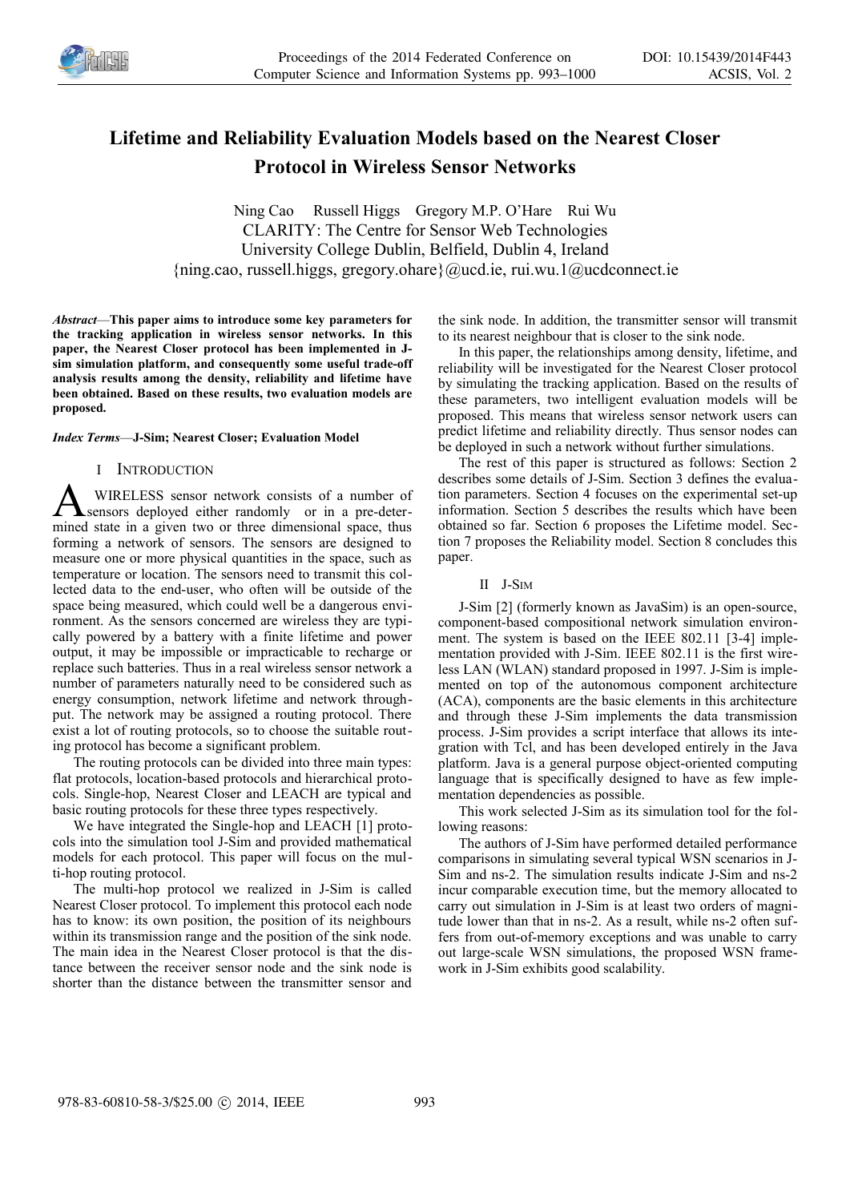# Lifetime and Reliability Evaluation Models based on the Nearest Closer Protocol in Wireless Sensor Networks

Ning Cao Russell Higgs Gregory M.P. O'Hare Rui Wu
CLARITY: The Centre for Sensor Web Technologies
University College Dublin, Belfield, Dublin 4, Ireland
{ning.cao, russell.higgs, gregory.ohare}@ucd.ie, rui.wu.1@ucdconnect.ie

***Abstract*—This paper aims to introduce some key parameters for the tracking application in wireless sensor networks. In this paper, the Nearest Closer protocol has been implemented in J-sim simulation platform, and consequently some useful trade-off analysis results among the density, reliability and lifetime have been obtained. Based on these results, two evaluation models are proposed.**

***Index Terms*—J-Sim; Nearest Closer; Evaluation Model**

## I INTRODUCTION

A WIRELESS sensor network consists of a number of sensors deployed either randomly or in a pre-determined state in a given two or three dimensional space, thus forming a network of sensors. The sensors are designed to measure one or more physical quantities in the space, such as temperature or location. The sensors need to transmit this collected data to the end-user, who often will be outside of the space being measured, which could well be a dangerous environment. As the sensors concerned are wireless they are typically powered by a battery with a finite lifetime and power output, it may be impossible or impracticable to recharge or replace such batteries. Thus in a real wireless sensor network a number of parameters naturally need to be considered such as energy consumption, network lifetime and network throughput. The network may be assigned a routing protocol. There exist a lot of routing protocols, so to choose the suitable routing protocol has become a significant problem.

The routing protocols can be divided into three main types: flat protocols, location-based protocols and hierarchical protocols. Single-hop, Nearest Closer and LEACH are typical and basic routing protocols for these three types respectively.

We have integrated the Single-hop and LEACH [1] protocols into the simulation tool J-Sim and provided mathematical models for each protocol. This paper will focus on the multi-hop routing protocol.

The multi-hop protocol we realized in J-Sim is called Nearest Closer protocol. To implement this protocol each node has to know: its own position, the position of its neighbours within its transmission range and the position of the sink node. The main idea in the Nearest Closer protocol is that the distance between the receiver sensor node and the sink node is shorter than the distance between the transmitter sensor and the sink node. In addition, the transmitter sensor will transmit to its nearest neighbour that is closer to the sink node.

In this paper, the relationships among density, lifetime, and reliability will be investigated for the Nearest Closer protocol by simulating the tracking application. Based on the results of these parameters, two intelligent evaluation models will be proposed. This means that wireless sensor network users can predict lifetime and reliability directly. Thus sensor nodes can be deployed in such a network without further simulations.

The rest of this paper is structured as follows: Section 2 describes some details of J-Sim. Section 3 defines the evaluation parameters. Section 4 focuses on the experimental set-up information. Section 5 describes the results which have been obtained so far. Section 6 proposes the Lifetime model. Section 7 proposes the Reliability model. Section 8 concludes this paper.

## II J-SIM

J-Sim [2] (formerly known as JavaSim) is an open-source, component-based compositional network simulation environment. The system is based on the IEEE 802.11 [3-4] implementation provided with J-Sim. IEEE 802.11 is the first wireless LAN (WLAN) standard proposed in 1997. J-Sim is implemented on top of the autonomous component architecture (ACA), components are the basic elements in this architecture and through these J-Sim implements the data transmission process. J-Sim provides a script interface that allows its integration with Tcl, and has been developed entirely in the Java platform. Java is a general purpose object-oriented computing language that is specifically designed to have as few implementation dependencies as possible.

This work selected J-Sim as its simulation tool for the following reasons:

The authors of J-Sim have performed detailed performance comparisons in simulating several typical WSN scenarios in J-Sim and ns-2. The simulation results indicate J-Sim and ns-2 incur comparable execution time, but the memory allocated to carry out simulation in J-Sim is at least two orders of magnitude lower than that in ns-2. As a result, while ns-2 often suffers from out-of-memory exceptions and was unable to carry out large-scale WSN simulations, the proposed WSN framework in J-Sim exhibits good scalability.

978-83-60810-58-3/$25.00 © 2014, IEEE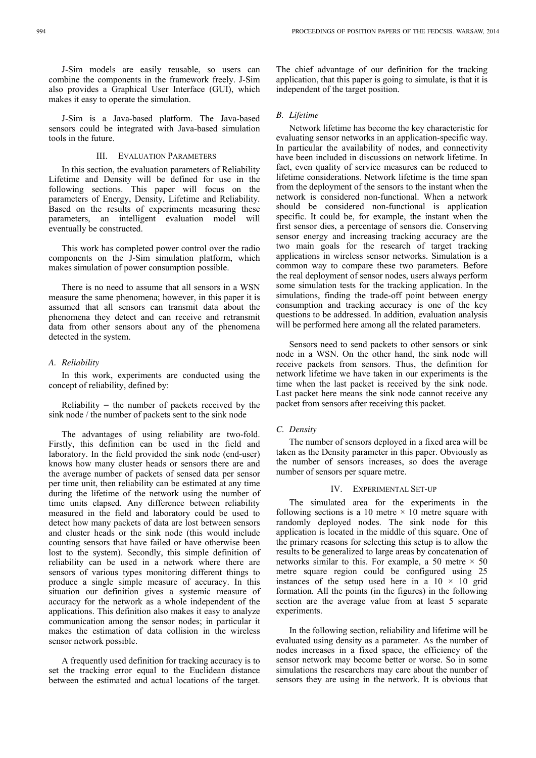J-Sim models are easily reusable, so users can combine the components in the framework freely. J-Sim also provides a Graphical User Interface (GUI), which makes it easy to operate the simulation.

J-Sim is a Java-based platform. The Java-based sensors could be integrated with Java-based simulation tools in the future.

## III. Evaluation Parameters

In this section, the evaluation parameters of Reliability Lifetime and Density will be defined for use in the following sections. This paper will focus on the parameters of Energy, Density, Lifetime and Reliability. Based on the results of experiments measuring these parameters, an intelligent evaluation model will eventually be constructed.

This work has completed power control over the radio components on the J-Sim simulation platform, which makes simulation of power consumption possible.

There is no need to assume that all sensors in a WSN measure the same phenomena; however, in this paper it is assumed that all sensors can transmit data about the phenomena they detect and can receive and retransmit data from other sensors about any of the phenomena detected in the system.

### *A. Reliability*

In this work, experiments are conducted using the concept of reliability, defined by:

Reliability = the number of packets received by the sink node / the number of packets sent to the sink node

The advantages of using reliability are two-fold. Firstly, this definition can be used in the field and laboratory. In the field provided the sink node (end-user) knows how many cluster heads or sensors there are and the average number of packets of sensed data per sensor per time unit, then reliability can be estimated at any time during the lifetime of the network using the number of time units elapsed. Any difference between reliability measured in the field and laboratory could be used to detect how many packets of data are lost between sensors and cluster heads or the sink node (this would include counting sensors that have failed or have otherwise been lost to the system). Secondly, this simple definition of reliability can be used in a network where there are sensors of various types monitoring different things to produce a single simple measure of accuracy. In this situation our definition gives a systemic measure of accuracy for the network as a whole independent of the applications. This definition also makes it easy to analyze communication among the sensor nodes; in particular it makes the estimation of data collision in the wireless sensor network possible.

A frequently used definition for tracking accuracy is to set the tracking error equal to the Euclidean distance between the estimated and actual locations of the target. The chief advantage of our definition for the tracking application, that this paper is going to simulate, is that it is independent of the target position.

### *B. Lifetime*

Network lifetime has become the key characteristic for evaluating sensor networks in an application-specific way. In particular the availability of nodes, and connectivity have been included in discussions on network lifetime. In fact, even quality of service measures can be reduced to lifetime considerations. Network lifetime is the time span from the deployment of the sensors to the instant when the network is considered non-functional. When a network should be considered non-functional is application specific. It could be, for example, the instant when the first sensor dies, a percentage of sensors die. Conserving sensor energy and increasing tracking accuracy are the two main goals for the research of target tracking applications in wireless sensor networks. Simulation is a common way to compare these two parameters. Before the real deployment of sensor nodes, users always perform some simulation tests for the tracking application. In the simulations, finding the trade-off point between energy consumption and tracking accuracy is one of the key questions to be addressed. In addition, evaluation analysis will be performed here among all the related parameters.

Sensors need to send packets to other sensors or sink node in a WSN. On the other hand, the sink node will receive packets from sensors. Thus, the definition for network lifetime we have taken in our experiments is the time when the last packet is received by the sink node. Last packet here means the sink node cannot receive any packet from sensors after receiving this packet.

### *C. Density*

The number of sensors deployed in a fixed area will be taken as the Density parameter in this paper. Obviously as the number of sensors increases, so does the average number of sensors per square metre.

## IV. Experimental Set-up

The simulated area for the experiments in the following sections is a 10 metre × 10 metre square with randomly deployed nodes. The sink node for this application is located in the middle of this square. One of the primary reasons for selecting this setup is to allow the results to be generalized to large areas by concatenation of networks similar to this. For example, a 50 metre × 50 metre square region could be configured using 25 instances of the setup used here in a 10 × 10 grid formation. All the points (in the figures) in the following section are the average value from at least 5 separate experiments.

In the following section, reliability and lifetime will be evaluated using density as a parameter. As the number of nodes increases in a fixed space, the efficiency of the sensor network may become better or worse. So in some simulations the researchers may care about the number of sensors they are using in the network. It is obvious that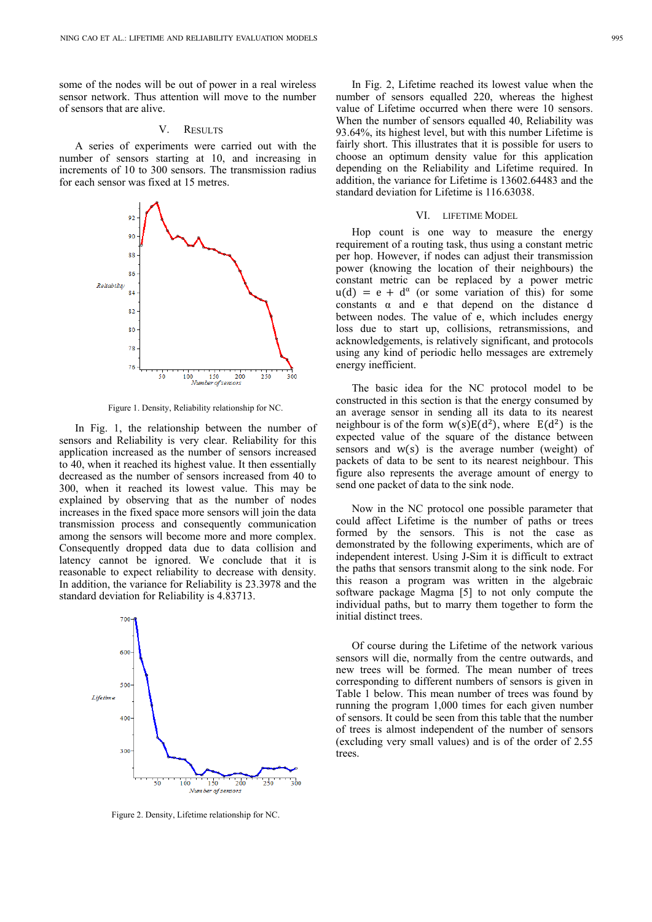some of the nodes will be out of power in a real wireless sensor network. Thus attention will move to the number of sensors that are alive.

## V. RESULTS

A series of experiments were carried out with the number of sensors starting at 10, and increasing in increments of 10 to 300 sensors. The transmission radius for each sensor was fixed at 15 metres.

Figure 1. Density, Reliability relationship for NC.

In Fig. 1, the relationship between the number of sensors and Reliability is very clear. Reliability for this application increased as the number of sensors increased to 40, when it reached its highest value. It then essentially decreased as the number of sensors increased from 40 to 300, when it reached its lowest value. This may be explained by observing that as the number of nodes increases in the fixed space more sensors will join the data transmission process and consequently communication among the sensors will become more and more complex. Consequently dropped data due to data collision and latency cannot be ignored. We conclude that it is reasonable to expect reliability to decrease with density. In addition, the variance for Reliability is 23.3978 and the standard deviation for Reliability is 4.83713.

Figure 2. Density, Lifetime relationship for NC.

In Fig. 2, Lifetime reached its lowest value when the number of sensors equalled 220, whereas the highest value of Lifetime occurred when there were 10 sensors. When the number of sensors equalled 40, Reliability was 93.64%, its highest level, but with this number Lifetime is fairly short. This illustrates that it is possible for users to choose an optimum density value for this application depending on the Reliability and Lifetime required. In addition, the variance for Lifetime is 13602.64483 and the standard deviation for Lifetime is 116.63038.

## VI. LIFETIME MODEL

Hop count is one way to measure the energy requirement of a routing task, thus using a constant metric per hop. However, if nodes can adjust their transmission power (knowing the location of their neighbours) the constant metric can be replaced by a power metric $u(d) = e + d^{\alpha}$ (or some variation of this) for some constants $\alpha$ and e that depend on the distance d between nodes. The value of e, which includes energy loss due to start up, collisions, retransmissions, and acknowledgements, is relatively significant, and protocols using any kind of periodic hello messages are extremely energy inefficient.

The basic idea for the NC protocol model to be constructed in this section is that the energy consumed by an average sensor in sending all its data to its nearest neighbour is of the form $w(s)E(d^2)$, where $E(d^2)$ is the expected value of the square of the distance between sensors and $w(s)$ is the average number (weight) of packets of data to be sent to its nearest neighbour. This figure also represents the average amount of energy to send one packet of data to the sink node.

Now in the NC protocol one possible parameter that could affect Lifetime is the number of paths or trees formed by the sensors. This is not the case as demonstrated by the following experiments, which are of independent interest. Using J-Sim it is difficult to extract the paths that sensors transmit along to the sink node. For this reason a program was written in the algebraic software package Magma [5] to not only compute the individual paths, but to marry them together to form the initial distinct trees.

Of course during the Lifetime of the network various sensors will die, normally from the centre outwards, and new trees will be formed. The mean number of trees corresponding to different numbers of sensors is given in Table 1 below. This mean number of trees was found by running the program 1,000 times for each given number of sensors. It could be seen from this table that the number of trees is almost independent of the number of sensors (excluding very small values) and is of the order of 2.55 trees.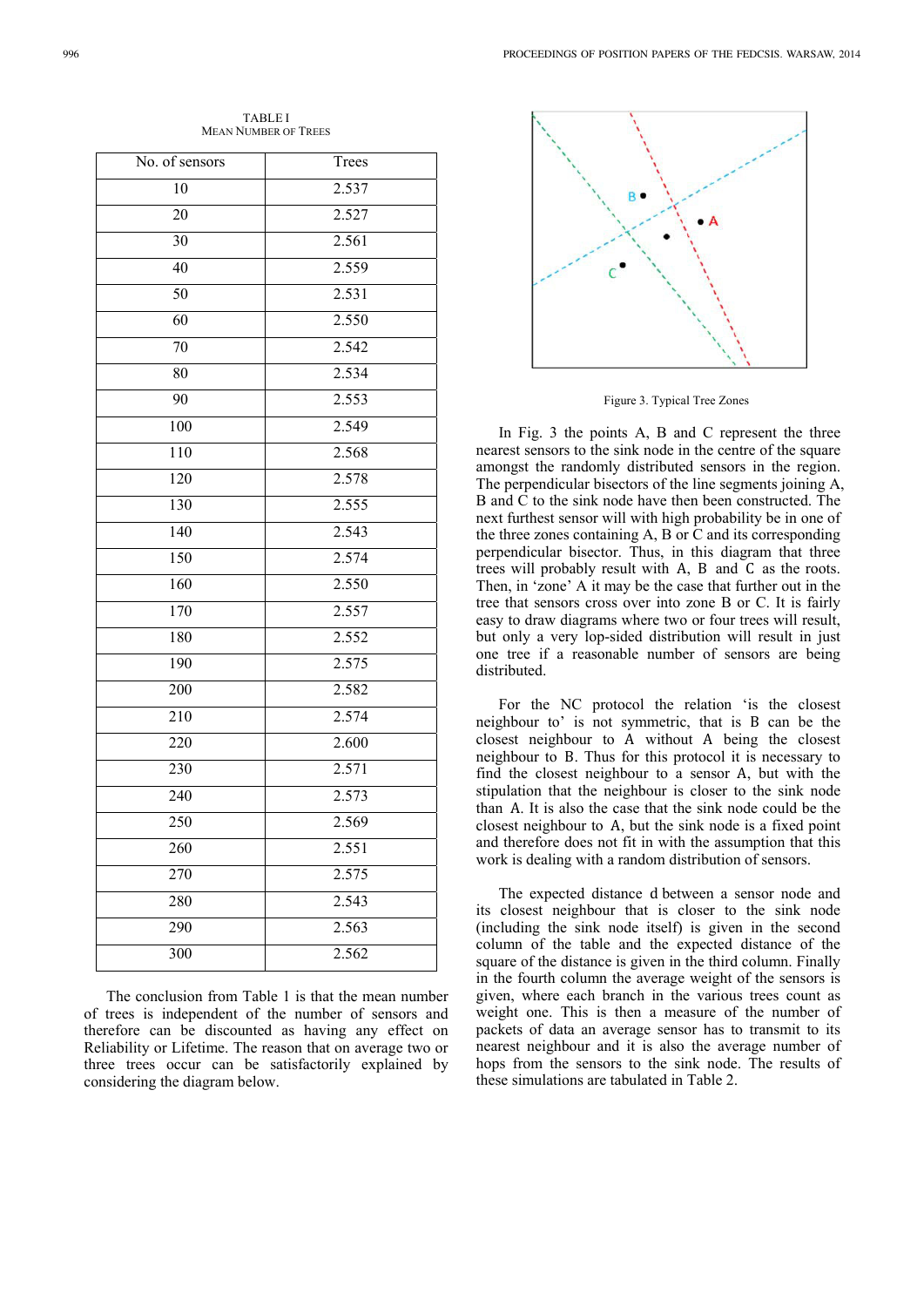TABLE I
MEAN NUMBER OF TREES

| No. of sensors | Trees |
|---|---|
| 10 | 2.537 |
| 20 | 2.527 |
| 30 | 2.561 |
| 40 | 2.559 |
| 50 | 2.531 |
| 60 | 2.550 |
| 70 | 2.542 |
| 80 | 2.534 |
| 90 | 2.553 |
| 100 | 2.549 |
| 110 | 2.568 |
| 120 | 2.578 |
| 130 | 2.555 |
| 140 | 2.543 |
| 150 | 2.574 |
| 160 | 2.550 |
| 170 | 2.557 |
| 180 | 2.552 |
| 190 | 2.575 |
| 200 | 2.582 |
| 210 | 2.574 |
| 220 | 2.600 |
| 230 | 2.571 |
| 240 | 2.573 |
| 250 | 2.569 |
| 260 | 2.551 |
| 270 | 2.575 |
| 280 | 2.543 |
| 290 | 2.563 |
| 300 | 2.562 |

The conclusion from Table 1 is that the mean number of trees is independent of the number of sensors and therefore can be discounted as having any effect on Reliability or Lifetime. The reason that on average two or three trees occur can be satisfactorily explained by considering the diagram below.

Figure 3. Typical Tree Zones

In Fig. 3 the points A, B and C represent the three nearest sensors to the sink node in the centre of the square amongst the randomly distributed sensors in the region. The perpendicular bisectors of the line segments joining A, B and C to the sink node have then been constructed. The next furthest sensor will with high probability be in one of the three zones containing A, B or C and its corresponding perpendicular bisector. Thus, in this diagram that three trees will probably result with A, B and C as the roots. Then, in 'zone' A it may be the case that further out in the tree that sensors cross over into zone B or C. It is fairly easy to draw diagrams where two or four trees will result, but only a very lop-sided distribution will result in just one tree if a reasonable number of sensors are being distributed.

For the NC protocol the relation 'is the closest neighbour to' is not symmetric, that is B can be the closest neighbour to A without A being the closest neighbour to B. Thus for this protocol it is necessary to find the closest neighbour to a sensor A, but with the stipulation that the neighbour is closer to the sink node than A. It is also the case that the sink node could be the closest neighbour to A, but the sink node is a fixed point and therefore does not fit in with the assumption that this work is dealing with a random distribution of sensors.

The expected distance d between a sensor node and its closest neighbour that is closer to the sink node (including the sink node itself) is given in the second column of the table and the expected distance of the square of the distance is given in the third column. Finally in the fourth column the average weight of the sensors is given, where each branch in the various trees count as weight one. This is then a measure of the number of packets of data an average sensor has to transmit to its nearest neighbour and it is also the average number of hops from the sensors to the sink node. The results of these simulations are tabulated in Table 2.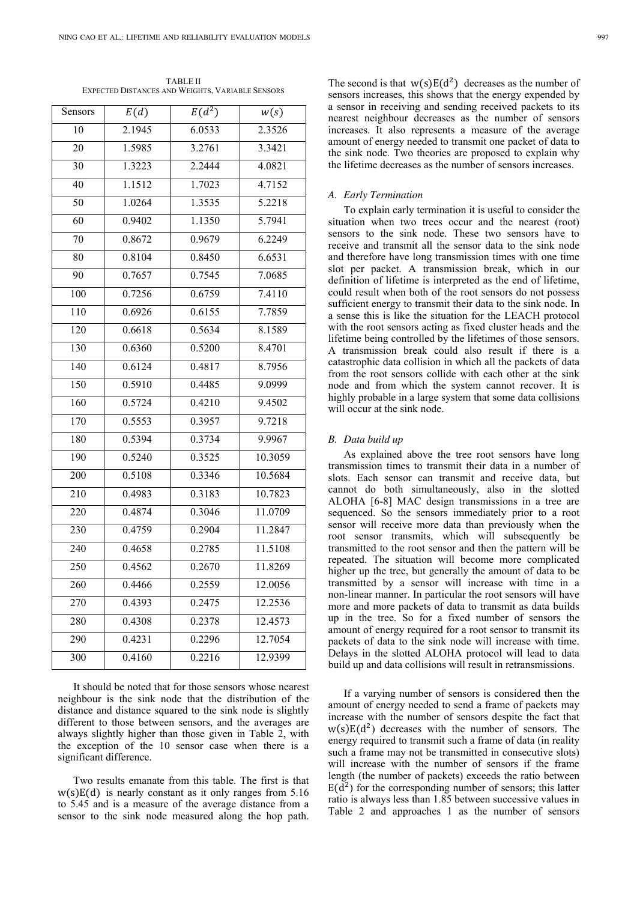TABLE II
EXPECTED DISTANCES AND WEIGHTS, VARIABLE SENSORS

| Sensors | $E(d)$ | $E(d^2)$ | $w(s)$ |
|---|---|---|---|
| 10 | 2.1945 | 6.0533 | 2.3526 |
| 20 | 1.5985 | 3.2761 | 3.3421 |
| 30 | 1.3223 | 2.2444 | 4.0821 |
| 40 | 1.1512 | 1.7023 | 4.7152 |
| 50 | 1.0264 | 1.3535 | 5.2218 |
| 60 | 0.9402 | 1.1350 | 5.7941 |
| 70 | 0.8672 | 0.9679 | 6.2249 |
| 80 | 0.8104 | 0.8450 | 6.6531 |
| 90 | 0.7657 | 0.7545 | 7.0685 |
| 100 | 0.7256 | 0.6759 | 7.4110 |
| 110 | 0.6926 | 0.6155 | 7.7859 |
| 120 | 0.6618 | 0.5634 | 8.1589 |
| 130 | 0.6360 | 0.5200 | 8.4701 |
| 140 | 0.6124 | 0.4817 | 8.7956 |
| 150 | 0.5910 | 0.4485 | 9.0999 |
| 160 | 0.5724 | 0.4210 | 9.4502 |
| 170 | 0.5553 | 0.3957 | 9.7218 |
| 180 | 0.5394 | 0.3734 | 9.9967 |
| 190 | 0.5240 | 0.3525 | 10.3059 |
| 200 | 0.5108 | 0.3346 | 10.5684 |
| 210 | 0.4983 | 0.3183 | 10.7823 |
| 220 | 0.4874 | 0.3046 | 11.0709 |
| 230 | 0.4759 | 0.2904 | 11.2847 |
| 240 | 0.4658 | 0.2785 | 11.5108 |
| 250 | 0.4562 | 0.2670 | 11.8269 |
| 260 | 0.4466 | 0.2559 | 12.0056 |
| 270 | 0.4393 | 0.2475 | 12.2536 |
| 280 | 0.4308 | 0.2378 | 12.4573 |
| 290 | 0.4231 | 0.2296 | 12.7054 |
| 300 | 0.4160 | 0.2216 | 12.9399 |

It should be noted that for those sensors whose nearest neighbour is the sink node that the distribution of the distance and distance squared to the sink node is slightly different to those between sensors, and the averages are always slightly higher than those given in Table 2, with the exception of the 10 sensor case when there is a significant difference.

Two results emanate from this table. The first is that $w(s)E(d)$ is nearly constant as it only ranges from 5.16 to 5.45 and is a measure of the average distance from a sensor to the sink node measured along the hop path. The second is that $w(s)E(d^2)$ decreases as the number of sensors increases, this shows that the energy expended by a sensor in receiving and sending received packets to its nearest neighbour decreases as the number of sensors increases. It also represents a measure of the average amount of energy needed to transmit one packet of data to the sink node. Two theories are proposed to explain why the lifetime decreases as the number of sensors increases.

### A. Early Termination

To explain early termination it is useful to consider the situation when two trees occur and the nearest (root) sensors to the sink node. These two sensors have to receive and transmit all the sensor data to the sink node and therefore have long transmission times with one time slot per packet. A transmission break, which in our definition of lifetime is interpreted as the end of lifetime, could result when both of the root sensors do not possess sufficient energy to transmit their data to the sink node. In a sense this is like the situation for the LEACH protocol with the root sensors acting as fixed cluster heads and the lifetime being controlled by the lifetimes of those sensors. A transmission break could also result if there is a catastrophic data collision in which all the packets of data from the root sensors collide with each other at the sink node and from which the system cannot recover. It is highly probable in a large system that some data collisions will occur at the sink node.

### B. Data build up

As explained above the tree root sensors have long transmission times to transmit their data in a number of slots. Each sensor can transmit and receive data, but cannot do both simultaneously, also in the slotted ALOHA [6-8] MAC design transmissions in a tree are sequenced. So the sensors immediately prior to a root sensor will receive more data than previously when the root sensor transmits, which will subsequently be transmitted to the root sensor and then the pattern will be repeated. The situation will become more complicated higher up the tree, but generally the amount of data to be transmitted by a sensor will increase with time in a non-linear manner. In particular the root sensors will have more and more packets of data to transmit as data builds up in the tree. So for a fixed number of sensors the amount of energy required for a root sensor to transmit its packets of data to the sink node will increase with time. Delays in the slotted ALOHA protocol will lead to data build up and data collisions will result in retransmissions.

If a varying number of sensors is considered then the amount of energy needed to send a frame of packets may increase with the number of sensors despite the fact that $w(s)E(d^2)$ decreases with the number of sensors. The energy required to transmit such a frame of data (in reality such a frame may not be transmitted in consecutive slots) will increase with the number of sensors if the frame length (the number of packets) exceeds the ratio between $E(d^2)$ for the corresponding number of sensors; this latter ratio is always less than 1.85 between successive values in Table 2 and approaches 1 as the number of sensors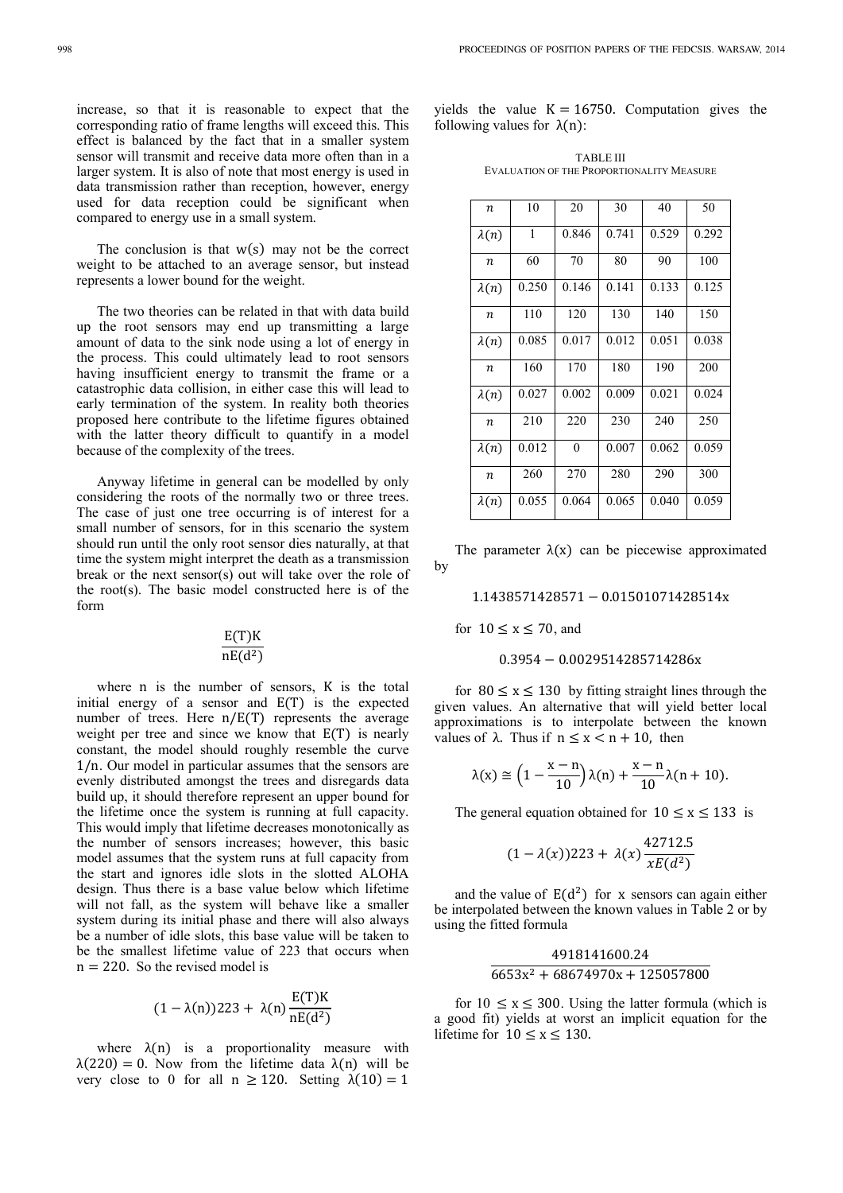increase, so that it is reasonable to expect that the corresponding ratio of frame lengths will exceed this. This effect is balanced by the fact that in a smaller system sensor will transmit and receive data more often than in a larger system. It is also of note that most energy is used in data transmission rather than reception, however, energy used for data reception could be significant when compared to energy use in a small system.

The conclusion is that $w(s)$ may not be the correct weight to be attached to an average sensor, but instead represents a lower bound for the weight.

The two theories can be related in that with data build up the root sensors may end up transmitting a large amount of data to the sink node using a lot of energy in the process. This could ultimately lead to root sensors having insufficient energy to transmit the frame or a catastrophic data collision, in either case this will lead to early termination of the system. In reality both theories proposed here contribute to the lifetime figures obtained with the latter theory difficult to quantify in a model because of the complexity of the trees.

Anyway lifetime in general can be modelled by only considering the roots of the normally two or three trees. The case of just one tree occurring is of interest for a small number of sensors, for in this scenario the system should run until the only root sensor dies naturally, at that time the system might interpret the death as a transmission break or the next sensor(s) out will take over the role of the root(s). The basic model constructed here is of the form

$$\frac{E(T)K}{nE(d^2)}$$

where n is the number of sensors, K is the total initial energy of a sensor and E(T) is the expected number of trees. Here $n/E(T)$ represents the average weight per tree and since we know that E(T) is nearly constant, the model should roughly resemble the curve $1/n$. Our model in particular assumes that the sensors are evenly distributed amongst the trees and disregards data build up, it should therefore represent an upper bound for the lifetime once the system is running at full capacity. This would imply that lifetime decreases monotonically as the number of sensors increases; however, this basic model assumes that the system runs at full capacity from the start and ignores idle slots in the slotted ALOHA design. Thus there is a base value below which lifetime will not fall, as the system will behave like a smaller system during its initial phase and there will also always be a number of idle slots, this base value will be taken to be the smallest lifetime value of 223 that occurs when $n = 220$. So the revised model is

$$(1 - \lambda(n))223 + \lambda(n)\frac{E(T)K}{nE(d^2)}$$

where $\lambda(n)$ is a proportionality measure with $\lambda(220) = 0$. Now from the lifetime data $\lambda(n)$ will be very close to 0 for all $n \geq 120$. Setting $\lambda(10) = 1$ yields the value $K = 16750$. Computation gives the following values for $\lambda(n)$:

TABLE III
EVALUATION OF THE PROPORTIONALITY MEASURE

| $n$ | 10 | 20 | 30 | 40 | 50 |
|---|---|---|---|---|---|
| $\lambda(n)$ | 1 | 0.846 | 0.741 | 0.529 | 0.292 |
| $n$ | 60 | 70 | 80 | 90 | 100 |
| $\lambda(n)$ | 0.250 | 0.146 | 0.141 | 0.133 | 0.125 |
| $n$ | 110 | 120 | 130 | 140 | 150 |
| $\lambda(n)$ | 0.085 | 0.017 | 0.012 | 0.051 | 0.038 |
| $n$ | 160 | 170 | 180 | 190 | 200 |
| $\lambda(n)$ | 0.027 | 0.002 | 0.009 | 0.021 | 0.024 |
| $n$ | 210 | 220 | 230 | 240 | 250 |
| $\lambda(n)$ | 0.012 | 0 | 0.007 | 0.062 | 0.059 |
| $n$ | 260 | 270 | 280 | 290 | 300 |
| $\lambda(n)$ | 0.055 | 0.064 | 0.065 | 0.040 | 0.059 |

The parameter $\lambda(x)$ can be piecewise approximated by

$$1.1438571428571 - 0.01501071428514x$$

for $10 \leq x \leq 70$, and

$$0.3954 - 0.0029514285714286x$$

for $80 \leq x \leq 130$ by fitting straight lines through the given values. An alternative that will yield better local approximations is to interpolate between the known values of $\lambda$. Thus if $n \leq x < n + 10$, then

$$\lambda(x) \cong \left(1 - \frac{x-n}{10}\right)\lambda(n) + \frac{x-n}{10}\lambda(n+10).$$

The general equation obtained for $10 \leq x \leq 133$ is

$$(1 - \lambda(x))223 + \lambda(x)\frac{42712.5}{xE(d^2)}$$

and the value of $E(d^2)$ for x sensors can again either be interpolated between the known values in Table 2 or by using the fitted formula

$$\frac{4918141600.24}{6653x^2 + 68674970x + 125057800}$$

for $10 \leq x \leq 300$. Using the latter formula (which is a good fit) yields at worst an implicit equation for the lifetime for $10 \leq x \leq 130$.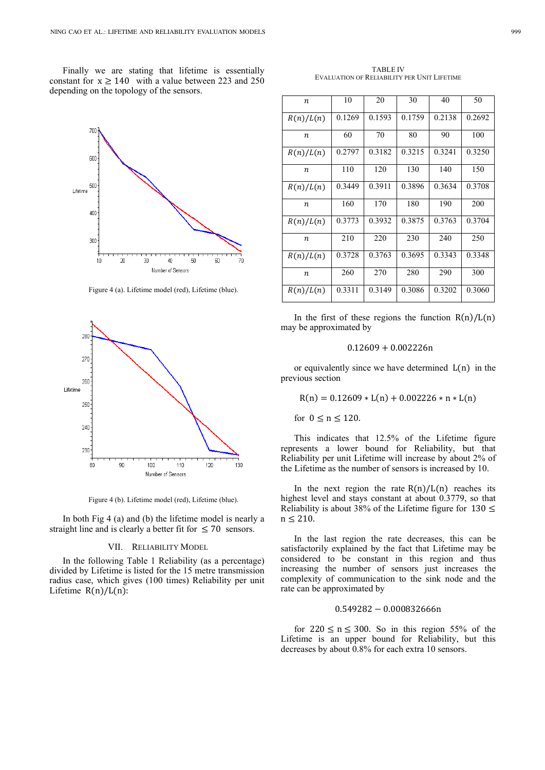Finally we are stating that lifetime is essentially constant for $x \geq 140$ with a value between 223 and 250 depending on the topology of the sensors.

Figure 4 (a). Lifetime model (red), Lifetime (blue).

Figure 4 (b). Lifetime model (red), Lifetime (blue).

In both Fig 4 (a) and (b) the lifetime model is nearly a straight line and is clearly a better fit for $\leq 70$ sensors.

## VII. Reliability Model

In the following Table 1 Reliability (as a percentage) divided by Lifetime is listed for the 15 metre transmission radius case, which gives (100 times) Reliability per unit Lifetime $R(n)/L(n)$:

TABLE IV
EVALUATION OF RELIABILITY PER UNIT LIFETIME

| $n$ | 10 | 20 | 30 | 40 | 50 |
|---|---|---|---|---|---|
| $R(n)/L(n)$ | 0.1269 | 0.1593 | 0.1759 | 0.2138 | 0.2692 |
| $n$ | 60 | 70 | 80 | 90 | 100 |
| $R(n)/L(n)$ | 0.2797 | 0.3182 | 0.3215 | 0.3241 | 0.3250 |
| $n$ | 110 | 120 | 130 | 140 | 150 |
| $R(n)/L(n)$ | 0.3449 | 0.3911 | 0.3896 | 0.3634 | 0.3708 |
| $n$ | 160 | 170 | 180 | 190 | 200 |
| $R(n)/L(n)$ | 0.3773 | 0.3932 | 0.3875 | 0.3763 | 0.3704 |
| $n$ | 210 | 220 | 230 | 240 | 250 |
| $R(n)/L(n)$ | 0.3728 | 0.3763 | 0.3695 | 0.3343 | 0.3348 |
| $n$ | 260 | 270 | 280 | 290 | 300 |
| $R(n)/L(n)$ | 0.3311 | 0.3149 | 0.3086 | 0.3202 | 0.3060 |

In the first of these regions the function $R(n)/L(n)$ may be approximated by

$$0.12609 + 0.002226n$$

or equivalently since we have determined $L(n)$ in the previous section

$$R(n) = 0.12609 * L(n) + 0.002226 * n * L(n)$$

for $0 \leq n \leq 120$.

This indicates that 12.5% of the Lifetime figure represents a lower bound for Reliability, but that Reliability per unit Lifetime will increase by about 2% of the Lifetime as the number of sensors is increased by 10.

In the next region the rate $R(n)/L(n)$ reaches its highest level and stays constant at about 0.3779, so that Reliability is about 38% of the Lifetime figure for $130 \leq n \leq 210$.

In the last region the rate decreases, this can be satisfactorily explained by the fact that Lifetime may be considered to be constant in this region and thus increasing the number of sensors just increases the complexity of communication to the sink node and the rate can be approximated by

$$0.549282 - 0.000832666n$$

for $220 \leq n \leq 300$. So in this region 55% of the Lifetime is an upper bound for Reliability, but this decreases by about 0.8% for each extra 10 sensors.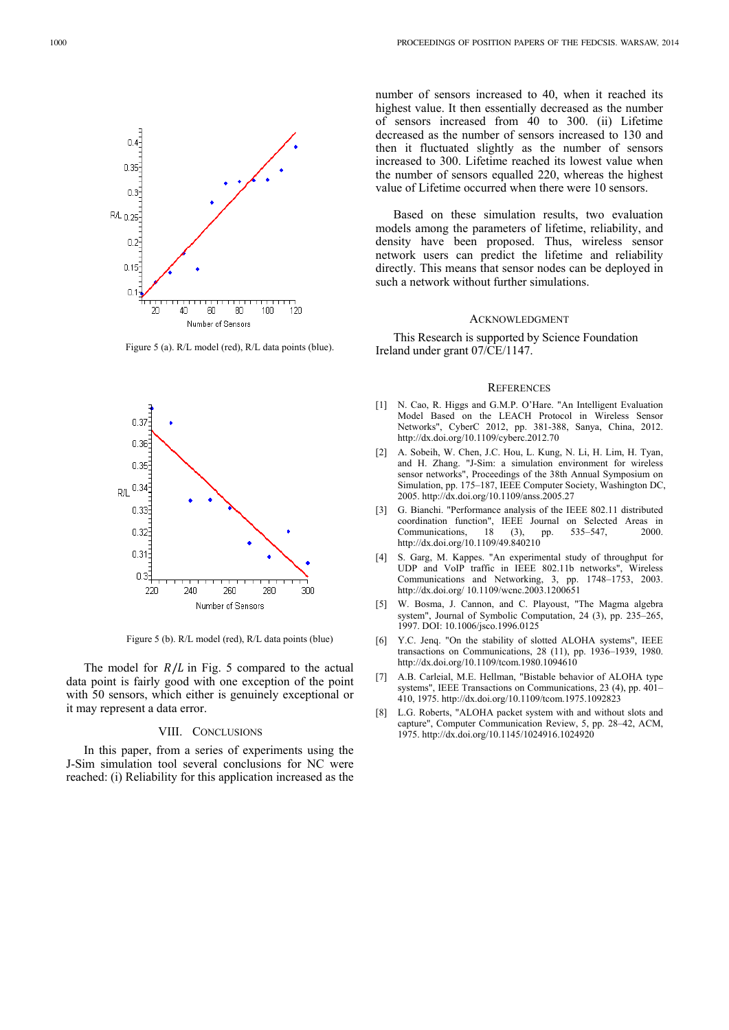0.4
0.35
0.3
R/L 0.25
0.2
0.15
0.1
20 40 60 80 100 120
Number of Sensors

Figure 5 (a). R/L model (red), R/L data points (blue).

0.37
0.36
0.35
R/L 0.34
0.33
0.32
0.31
0.3
220 240 260 280 300
Number of Sensors

Figure 5 (b). R/L model (red), R/L data points (blue)

The model for $R/L$ in Fig. 5 compared to the actual data point is fairly good with one exception of the point with 50 sensors, which either is genuinely exceptional or it may represent a data error.

## VIII. Conclusions

In this paper, from a series of experiments using the J-Sim simulation tool several conclusions for NC were reached: (i) Reliability for this application increased as the number of sensors increased to 40, when it reached its highest value. It then essentially decreased as the number of sensors increased from 40 to 300. (ii) Lifetime decreased as the number of sensors increased to 130 and then it fluctuated slightly as the number of sensors increased to 300. Lifetime reached its lowest value when the number of sensors equalled 220, whereas the highest value of Lifetime occurred when there were 10 sensors.

Based on these simulation results, two evaluation models among the parameters of lifetime, reliability, and density have been proposed. Thus, wireless sensor network users can predict the lifetime and reliability directly. This means that sensor nodes can be deployed in such a network without further simulations.

## Acknowledgment

This Research is supported by Science Foundation Ireland under grant 07/CE/1147.

## References

[1] N. Cao, R. Higgs and G.M.P. O'Hare. "An Intelligent Evaluation Model Based on the LEACH Protocol in Wireless Sensor Networks", CyberC 2012, pp. 381-388, Sanya, China, 2012. http://dx.doi.org/10.1109/cyberc.2012.70

[2] A. Sobeih, W. Chen, J.C. Hou, L. Kung, N. Li, H. Lim, H. Tyan, and H. Zhang. "J-Sim: a simulation environment for wireless sensor networks", Proceedings of the 38th Annual Symposium on Simulation, pp. 175–187, IEEE Computer Society, Washington DC, 2005. http://dx.doi.org/10.1109/anss.2005.27

[3] G. Bianchi. "Performance analysis of the IEEE 802.11 distributed coordination function", IEEE Journal on Selected Areas in Communications, 18 (3), pp. 535–547, 2000. http://dx.doi.org/10.1109/49.840210

[4] S. Garg, M. Kappes. "An experimental study of throughput for UDP and VoIP traffic in IEEE 802.11b networks", Wireless Communications and Networking, 3, pp. 1748–1753, 2003. http://dx.doi.org/ 10.1109/wcnc.2003.1200651

[5] W. Bosma, J. Cannon, and C. Playoust, "The Magma algebra system", Journal of Symbolic Computation, 24 (3), pp. 235–265, 1997. DOI: 10.1006/jsco.1996.0125

[6] Y.C. Jenq. "On the stability of slotted ALOHA systems", IEEE transactions on Communications, 28 (11), pp. 1936–1939, 1980. http://dx.doi.org/10.1109/tcom.1980.1094610

[7] A.B. Carleial, M.E. Hellman, "Bistable behavior of ALOHA type systems", IEEE Transactions on Communications, 23 (4), pp. 401–410, 1975. http://dx.doi.org/10.1109/tcom.1975.1092823

[8] L.G. Roberts, "ALOHA packet system with and without slots and capture", Computer Communication Review, 5, pp. 28–42, ACM, 1975. http://dx.doi.org/10.1145/1024916.1024920